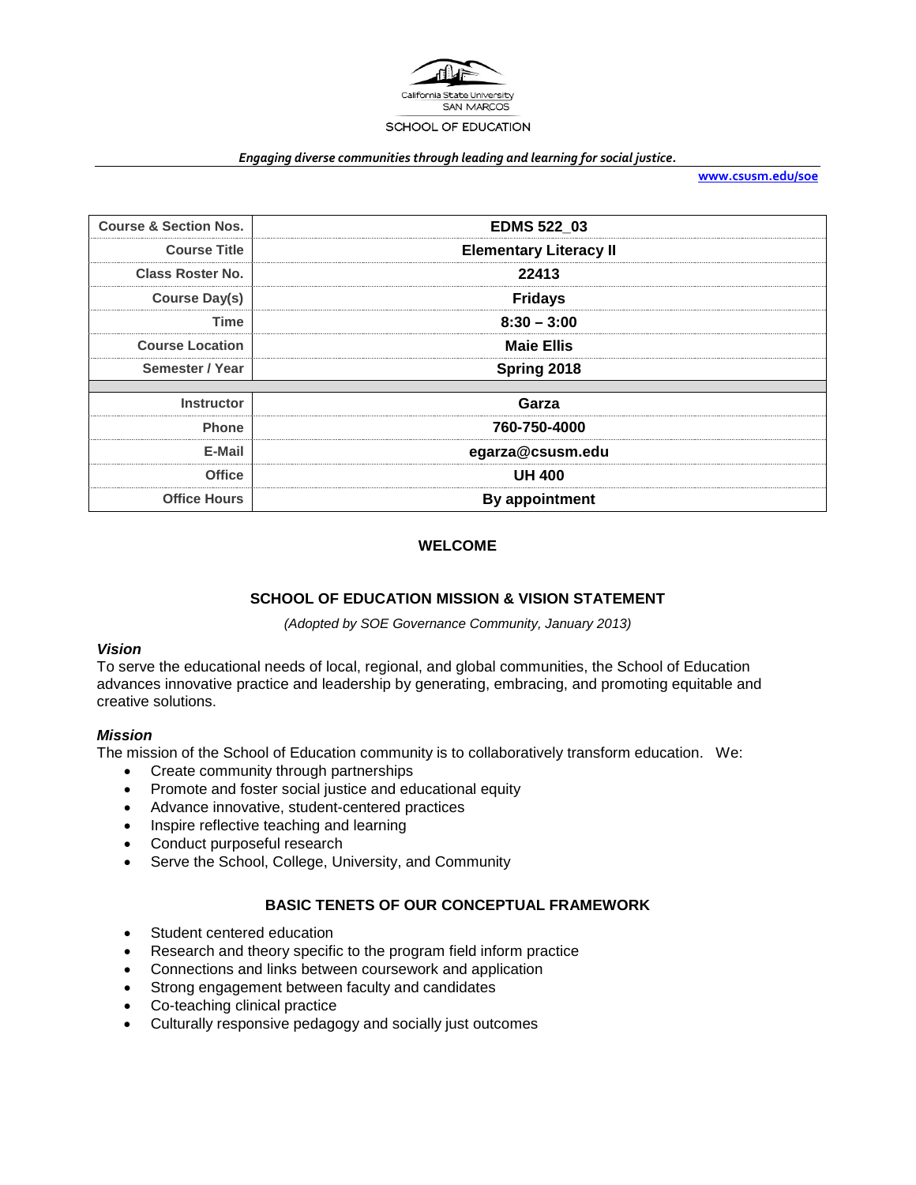California State University SAN MARCOS

SCHOOL OF EDUCATION

*Engaging diverse communities through leading and learning for social justice.*

www.csusm.edu/soe

| Course & Section Nos. | EDMS 522_03 |
|---|---|
| Course Title | Elementary Literacy II |
| Class Roster No. | 22413 |
| Course Day(s) | Fridays |
| Time | 8:30 – 3:00 |
| Course Location | Maie Ellis |
| Semester / Year | Spring 2018 |
| | |
| Instructor | Garza |
| Phone | 760-750-4000 |
| E-Mail | egarza@csusm.edu |
| Office | UH 400 |
| Office Hours | By appointment |

## WELCOME

## SCHOOL OF EDUCATION MISSION & VISION STATEMENT

*(Adopted by SOE Governance Community, January 2013)*

### *Vision*

To serve the educational needs of local, regional, and global communities, the School of Education advances innovative practice and leadership by generating, embracing, and promoting equitable and creative solutions.

### *Mission*

The mission of the School of Education community is to collaboratively transform education. We:

- Create community through partnerships
- Promote and foster social justice and educational equity
- Advance innovative, student-centered practices
- Inspire reflective teaching and learning
- Conduct purposeful research
- Serve the School, College, University, and Community

## BASIC TENETS OF OUR CONCEPTUAL FRAMEWORK

- Student centered education
- Research and theory specific to the program field inform practice
- Connections and links between coursework and application
- Strong engagement between faculty and candidates
- Co-teaching clinical practice
- Culturally responsive pedagogy and socially just outcomes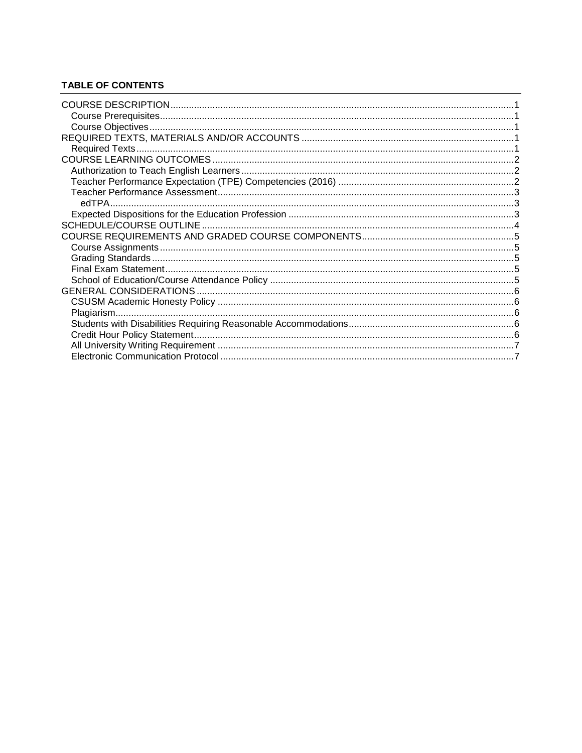**TABLE OF CONTENTS**

- COURSE DESCRIPTION ... 1
  - Course Prerequisites ... 1
  - Course Objectives ... 1
- REQUIRED TEXTS, MATERIALS AND/OR ACCOUNTS ... 1
  - Required Texts ... 1
- COURSE LEARNING OUTCOMES ... 2
  - Authorization to Teach English Learners ... 2
  - Teacher Performance Expectation (TPE) Competencies (2016) ... 2
  - Teacher Performance Assessment ... 3
    - edTPA ... 3
  - Expected Dispositions for the Education Profession ... 3
- SCHEDULE/COURSE OUTLINE ... 4
- COURSE REQUIREMENTS AND GRADED COURSE COMPONENTS ... 5
  - Course Assignments ... 5
  - Grading Standards ... 5
  - Final Exam Statement ... 5
  - School of Education/Course Attendance Policy ... 5
- GENERAL CONSIDERATIONS ... 6
  - CSUSM Academic Honesty Policy ... 6
  - Plagiarism ... 6
  - Students with Disabilities Requiring Reasonable Accommodations ... 6
  - Credit Hour Policy Statement ... 6
  - All University Writing Requirement ... 7
  - Electronic Communication Protocol ... 7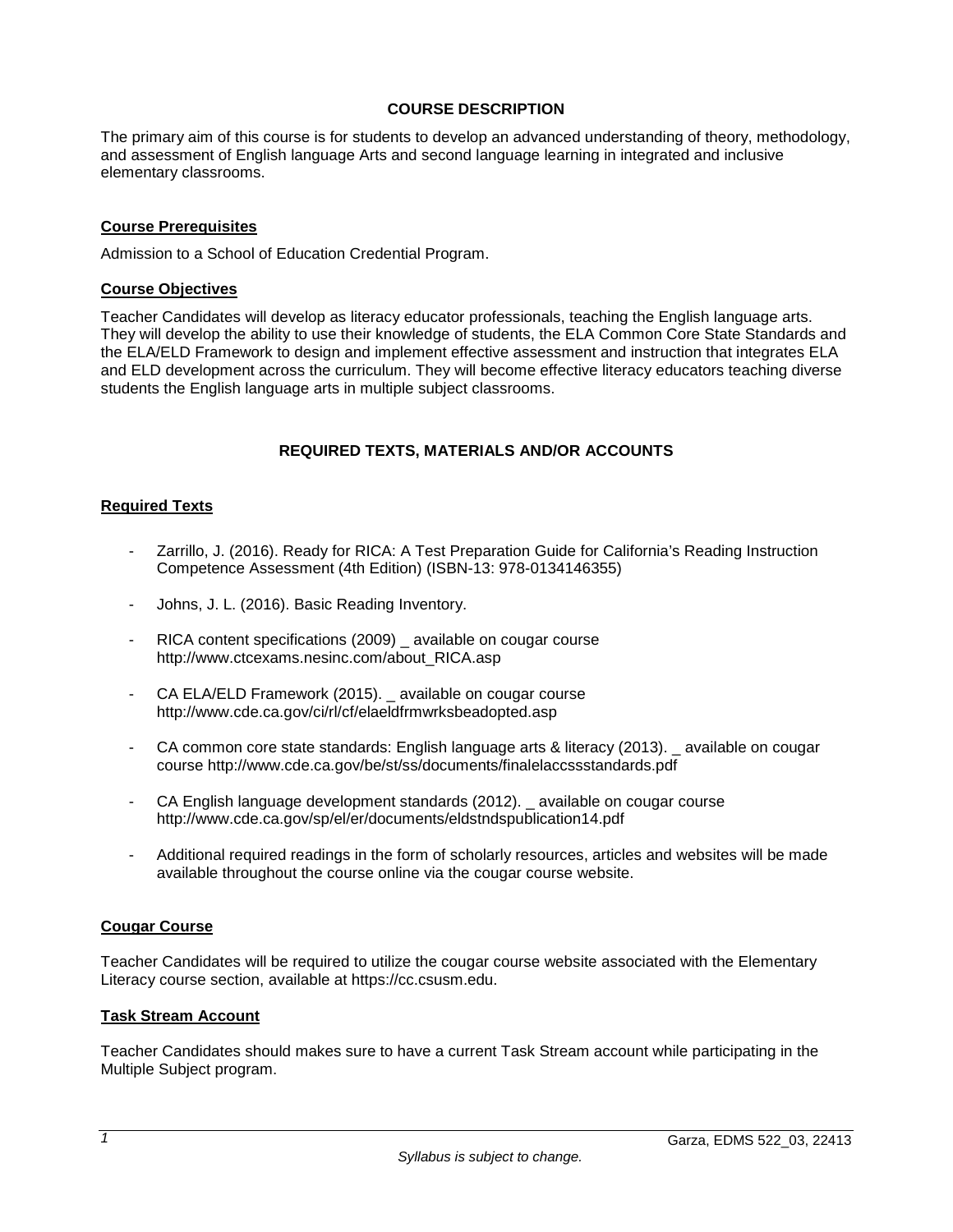## COURSE DESCRIPTION

The primary aim of this course is for students to develop an advanced understanding of theory, methodology, and assessment of English language Arts and second language learning in integrated and inclusive elementary classrooms.

### Course Prerequisites

Admission to a School of Education Credential Program.

### Course Objectives

Teacher Candidates will develop as literacy educator professionals, teaching the English language arts. They will develop the ability to use their knowledge of students, the ELA Common Core State Standards and the ELA/ELD Framework to design and implement effective assessment and instruction that integrates ELA and ELD development across the curriculum. They will become effective literacy educators teaching diverse students the English language arts in multiple subject classrooms.

## REQUIRED TEXTS, MATERIALS AND/OR ACCOUNTS

### Required Texts

- Zarrillo, J. (2016). Ready for RICA: A Test Preparation Guide for California's Reading Instruction Competence Assessment (4th Edition) (ISBN-13: 978-0134146355)
- Johns, J. L. (2016). Basic Reading Inventory.
- RICA content specifications (2009) _ available on cougar course http://www.ctcexams.nesinc.com/about_RICA.asp
- CA ELA/ELD Framework (2015). _ available on cougar course http://www.cde.ca.gov/ci/rl/cf/elaeldfrmwrksbeadopted.asp
- CA common core state standards: English language arts & literacy (2013). _ available on cougar course http://www.cde.ca.gov/be/st/ss/documents/finalelaccssstandards.pdf
- CA English language development standards (2012). _ available on cougar course http://www.cde.ca.gov/sp/el/er/documents/eldstndspublication14.pdf
- Additional required readings in the form of scholarly resources, articles and websites will be made available throughout the course online via the cougar course website.

### Cougar Course

Teacher Candidates will be required to utilize the cougar course website associated with the Elementary Literacy course section, available at https://cc.csusm.edu.

### Task Stream Account

Teacher Candidates should makes sure to have a current Task Stream account while participating in the Multiple Subject program.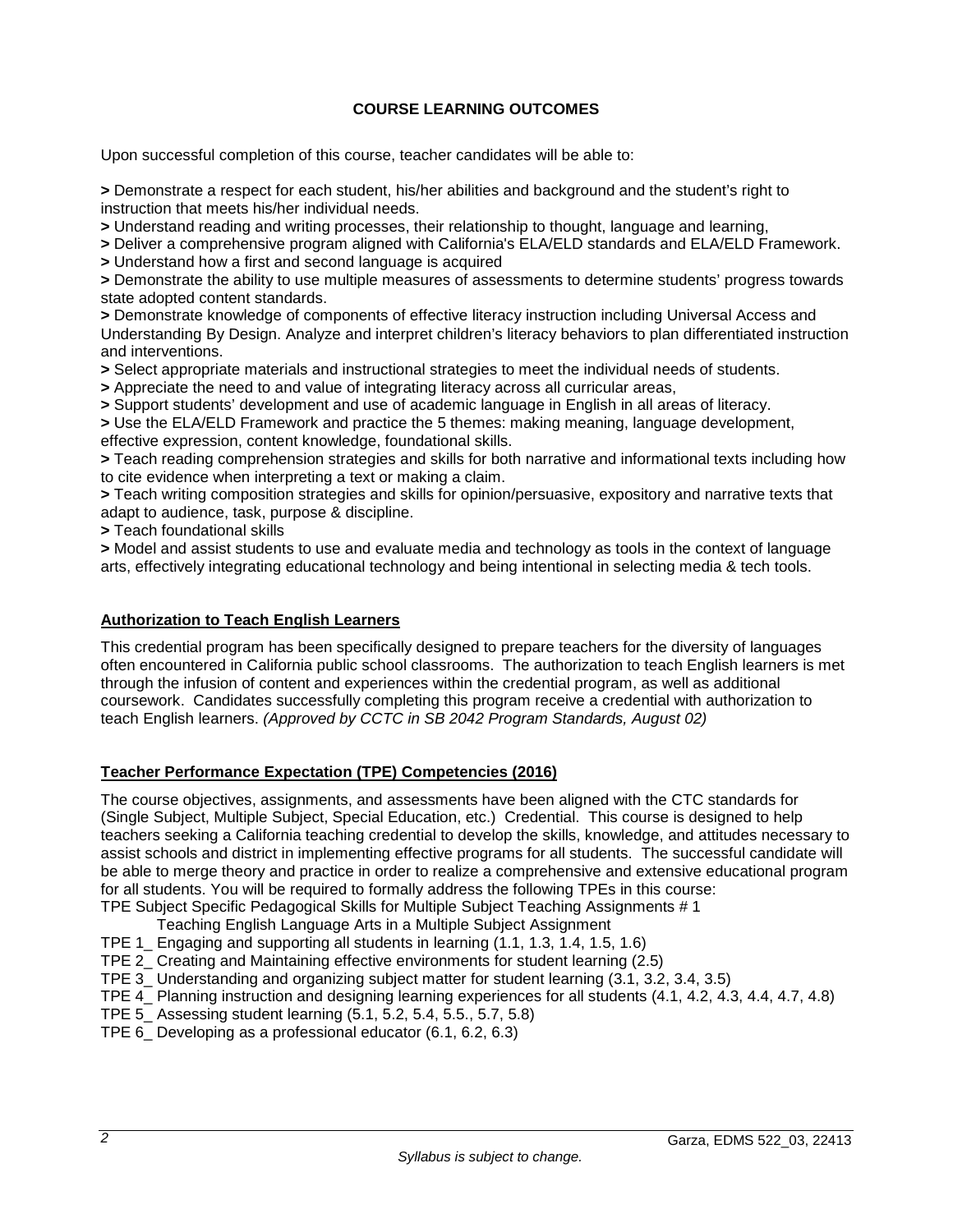## COURSE LEARNING OUTCOMES

Upon successful completion of this course, teacher candidates will be able to:

**>** Demonstrate a respect for each student, his/her abilities and background and the student's right to instruction that meets his/her individual needs.
**>** Understand reading and writing processes, their relationship to thought, language and learning,
**>** Deliver a comprehensive program aligned with California's ELA/ELD standards and ELA/ELD Framework.
**>** Understand how a first and second language is acquired
**>** Demonstrate the ability to use multiple measures of assessments to determine students' progress towards state adopted content standards.
**>** Demonstrate knowledge of components of effective literacy instruction including Universal Access and Understanding By Design. Analyze and interpret children's literacy behaviors to plan differentiated instruction and interventions.
**>** Select appropriate materials and instructional strategies to meet the individual needs of students.
**>** Appreciate the need to and value of integrating literacy across all curricular areas,
**>** Support students' development and use of academic language in English in all areas of literacy.
**>** Use the ELA/ELD Framework and practice the 5 themes: making meaning, language development, effective expression, content knowledge, foundational skills.
**>** Teach reading comprehension strategies and skills for both narrative and informational texts including how to cite evidence when interpreting a text or making a claim.
**>** Teach writing composition strategies and skills for opinion/persuasive, expository and narrative texts that adapt to audience, task, purpose & discipline.
**>** Teach foundational skills
**>** Model and assist students to use and evaluate media and technology as tools in the context of language arts, effectively integrating educational technology and being intentional in selecting media & tech tools.

### Authorization to Teach English Learners

This credential program has been specifically designed to prepare teachers for the diversity of languages often encountered in California public school classrooms. The authorization to teach English learners is met through the infusion of content and experiences within the credential program, as well as additional coursework. Candidates successfully completing this program receive a credential with authorization to teach English learners. *(Approved by CCTC in SB 2042 Program Standards, August 02)*

### Teacher Performance Expectation (TPE) Competencies (2016)

The course objectives, assignments, and assessments have been aligned with the CTC standards for (Single Subject, Multiple Subject, Special Education, etc.) Credential. This course is designed to help teachers seeking a California teaching credential to develop the skills, knowledge, and attitudes necessary to assist schools and district in implementing effective programs for all students. The successful candidate will be able to merge theory and practice in order to realize a comprehensive and extensive educational program for all students. You will be required to formally address the following TPEs in this course:
TPE Subject Specific Pedagogical Skills for Multiple Subject Teaching Assignments # 1
Teaching English Language Arts in a Multiple Subject Assignment
TPE 1_ Engaging and supporting all students in learning (1.1, 1.3, 1.4, 1.5, 1.6)
TPE 2_ Creating and Maintaining effective environments for student learning (2.5)
TPE 3_ Understanding and organizing subject matter for student learning (3.1, 3.2, 3.4, 3.5)
TPE 4_ Planning instruction and designing learning experiences for all students (4.1, 4.2, 4.3, 4.4, 4.7, 4.8)
TPE 5_ Assessing student learning (5.1, 5.2, 5.4, 5.5., 5.7, 5.8)
TPE 6_ Developing as a professional educator (6.1, 6.2, 6.3)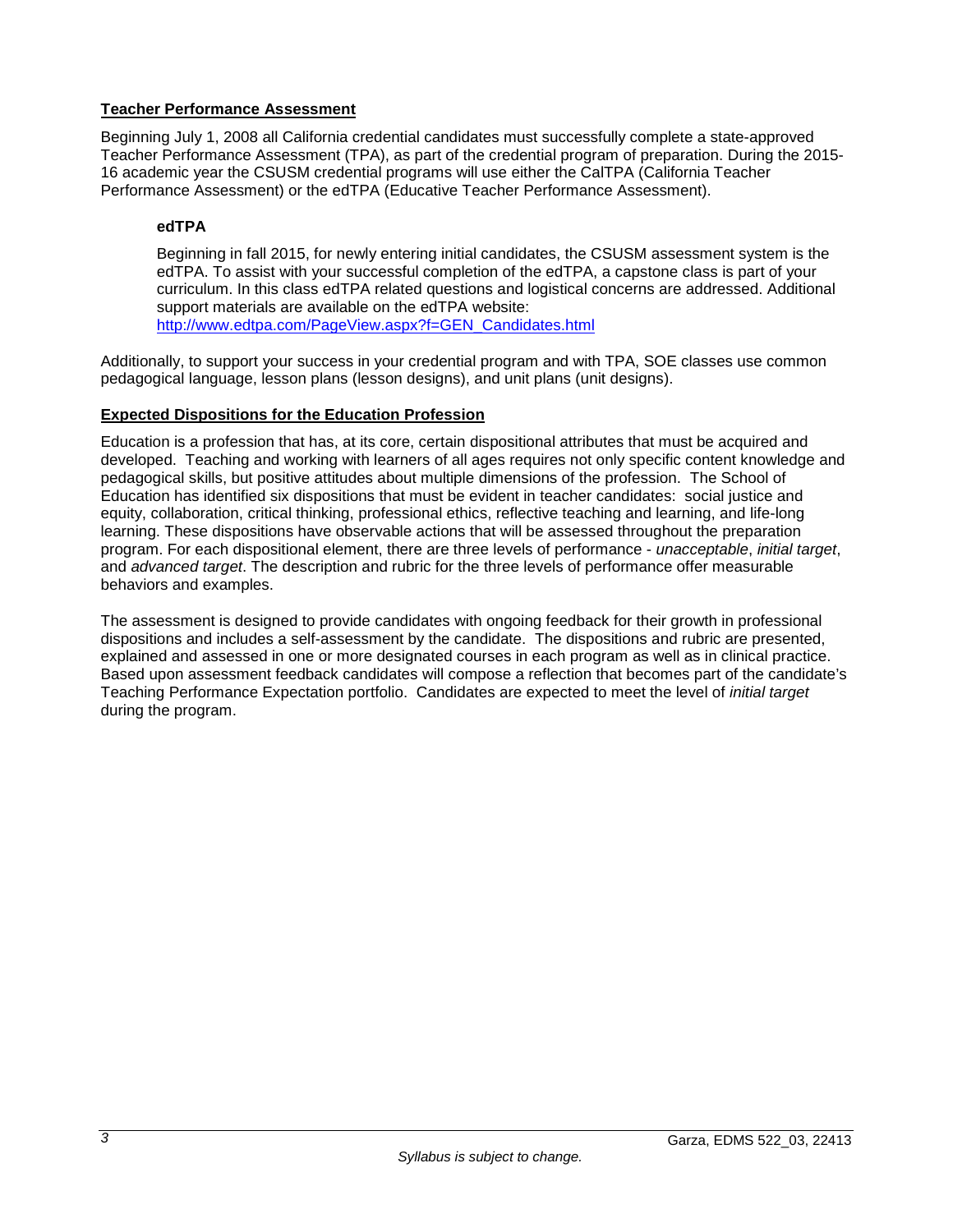## Teacher Performance Assessment

Beginning July 1, 2008 all California credential candidates must successfully complete a state-approved Teacher Performance Assessment (TPA), as part of the credential program of preparation. During the 2015-16 academic year the CSUSM credential programs will use either the CalTPA (California Teacher Performance Assessment) or the edTPA (Educative Teacher Performance Assessment).

### edTPA

Beginning in fall 2015, for newly entering initial candidates, the CSUSM assessment system is the edTPA. To assist with your successful completion of the edTPA, a capstone class is part of your curriculum. In this class edTPA related questions and logistical concerns are addressed. Additional support materials are available on the edTPA website: http://www.edtpa.com/PageView.aspx?f=GEN_Candidates.html

Additionally, to support your success in your credential program and with TPA, SOE classes use common pedagogical language, lesson plans (lesson designs), and unit plans (unit designs).

## Expected Dispositions for the Education Profession

Education is a profession that has, at its core, certain dispositional attributes that must be acquired and developed. Teaching and working with learners of all ages requires not only specific content knowledge and pedagogical skills, but positive attitudes about multiple dimensions of the profession. The School of Education has identified six dispositions that must be evident in teacher candidates: social justice and equity, collaboration, critical thinking, professional ethics, reflective teaching and learning, and life-long learning. These dispositions have observable actions that will be assessed throughout the preparation program. For each dispositional element, there are three levels of performance - *unacceptable*, *initial target*, and *advanced target*. The description and rubric for the three levels of performance offer measurable behaviors and examples.

The assessment is designed to provide candidates with ongoing feedback for their growth in professional dispositions and includes a self-assessment by the candidate. The dispositions and rubric are presented, explained and assessed in one or more designated courses in each program as well as in clinical practice. Based upon assessment feedback candidates will compose a reflection that becomes part of the candidate's Teaching Performance Expectation portfolio. Candidates are expected to meet the level of *initial target* during the program.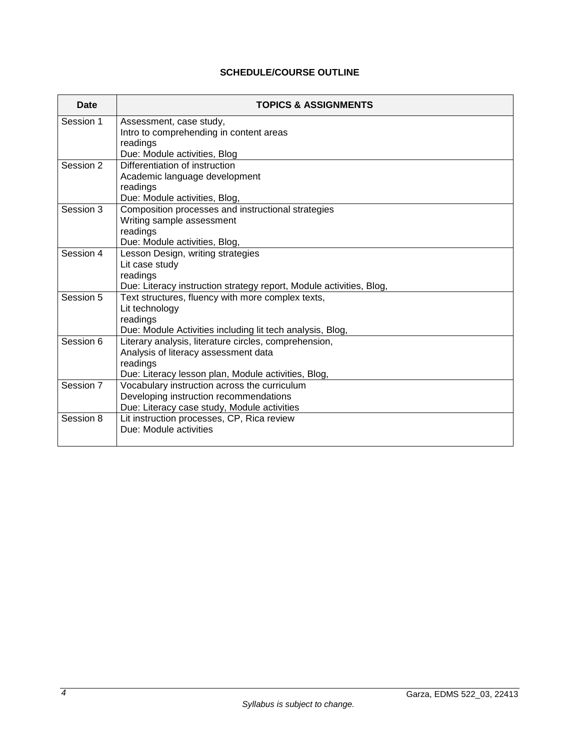## SCHEDULE/COURSE OUTLINE

| Date | TOPICS & ASSIGNMENTS |
|---|---|
| Session 1 | Assessment, case study,<br>Intro to comprehending in content areas<br>readings<br>Due: Module activities, Blog |
| Session 2 | Differentiation of instruction<br>Academic language development<br>readings<br>Due: Module activities, Blog, |
| Session 3 | Composition processes and instructional strategies<br>Writing sample assessment<br>readings<br>Due: Module activities, Blog, |
| Session 4 | Lesson Design, writing strategies<br>Lit case study<br>readings<br>Due: Literacy instruction strategy report, Module activities, Blog, |
| Session 5 | Text structures, fluency with more complex texts,<br>Lit technology<br>readings<br>Due: Module Activities including lit tech analysis, Blog, |
| Session 6 | Literary analysis, literature circles, comprehension,<br>Analysis of literacy assessment data<br>readings<br>Due: Literacy lesson plan, Module activities, Blog, |
| Session 7 | Vocabulary instruction across the curriculum<br>Developing instruction recommendations<br>Due: Literacy case study, Module activities |
| Session 8 | Lit instruction processes, CP, Rica review<br>Due: Module activities |

*Syllabus is subject to change.*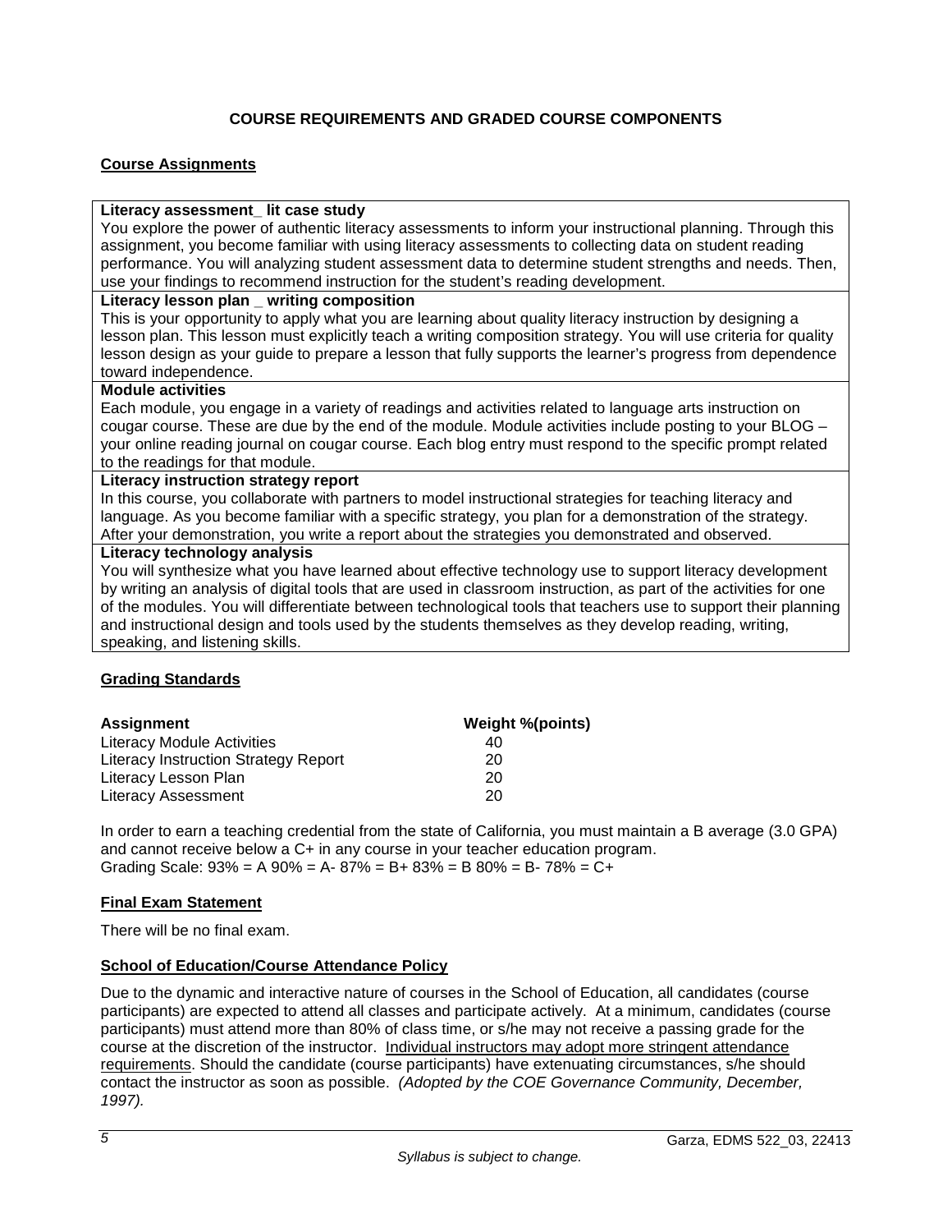# COURSE REQUIREMENTS AND GRADED COURSE COMPONENTS

## Course Assignments

| |
|---|
| **Literacy assessment_ lit case study**<br>You explore the power of authentic literacy assessments to inform your instructional planning. Through this assignment, you become familiar with using literacy assessments to collecting data on student reading performance. You will analyzing student assessment data to determine student strengths and needs. Then, use your findings to recommend instruction for the student's reading development. |
| **Literacy lesson plan _ writing composition**<br>This is your opportunity to apply what you are learning about quality literacy instruction by designing a lesson plan. This lesson must explicitly teach a writing composition strategy. You will use criteria for quality lesson design as your guide to prepare a lesson that fully supports the learner's progress from dependence toward independence. |
| **Module activities**<br>Each module, you engage in a variety of readings and activities related to language arts instruction on cougar course. These are due by the end of the module. Module activities include posting to your BLOG – your online reading journal on cougar course. Each blog entry must respond to the specific prompt related to the readings for that module. |
| **Literacy instruction strategy report**<br>In this course, you collaborate with partners to model instructional strategies for teaching literacy and language. As you become familiar with a specific strategy, you plan for a demonstration of the strategy. After your demonstration, you write a report about the strategies you demonstrated and observed. |
| **Literacy technology analysis**<br>You will synthesize what you have learned about effective technology use to support literacy development by writing an analysis of digital tools that are used in classroom instruction, as part of the activities for one of the modules. You will differentiate between technological tools that teachers use to support their planning and instructional design and tools used by the students themselves as they develop reading, writing, speaking, and listening skills. |

## Grading Standards

| Assignment | Weight %(points) |
|---|---|
| Literacy Module Activities | 40 |
| Literacy Instruction Strategy Report | 20 |
| Literacy Lesson Plan | 20 |
| Literacy Assessment | 20 |

In order to earn a teaching credential from the state of California, you must maintain a B average (3.0 GPA) and cannot receive below a C+ in any course in your teacher education program.
Grading Scale: 93% = A 90% = A- 87% = B+ 83% = B 80% = B- 78% = C+

## Final Exam Statement

There will be no final exam.

## School of Education/Course Attendance Policy

Due to the dynamic and interactive nature of courses in the School of Education, all candidates (course participants) are expected to attend all classes and participate actively. At a minimum, candidates (course participants) must attend more than 80% of class time, or s/he may not receive a passing grade for the course at the discretion of the instructor. Individual instructors may adopt more stringent attendance requirements. Should the candidate (course participants) have extenuating circumstances, s/he should contact the instructor as soon as possible. *(Adopted by the COE Governance Community, December, 1997).*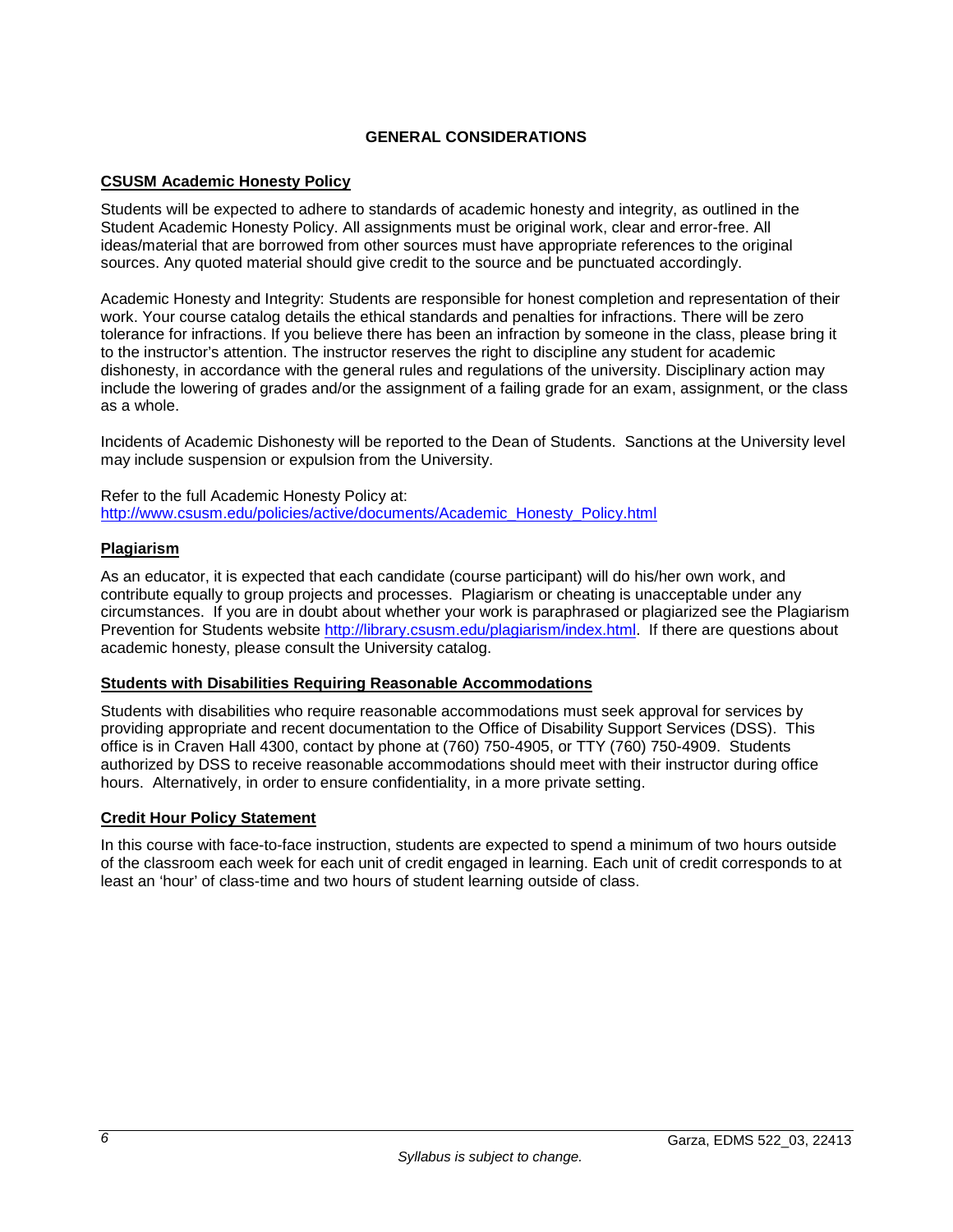## GENERAL CONSIDERATIONS

### CSUSM Academic Honesty Policy

Students will be expected to adhere to standards of academic honesty and integrity, as outlined in the Student Academic Honesty Policy. All assignments must be original work, clear and error-free. All ideas/material that are borrowed from other sources must have appropriate references to the original sources. Any quoted material should give credit to the source and be punctuated accordingly.

Academic Honesty and Integrity: Students are responsible for honest completion and representation of their work. Your course catalog details the ethical standards and penalties for infractions. There will be zero tolerance for infractions. If you believe there has been an infraction by someone in the class, please bring it to the instructor's attention. The instructor reserves the right to discipline any student for academic dishonesty, in accordance with the general rules and regulations of the university. Disciplinary action may include the lowering of grades and/or the assignment of a failing grade for an exam, assignment, or the class as a whole.

Incidents of Academic Dishonesty will be reported to the Dean of Students. Sanctions at the University level may include suspension or expulsion from the University.

Refer to the full Academic Honesty Policy at:
http://www.csusm.edu/policies/active/documents/Academic_Honesty_Policy.html

### Plagiarism

As an educator, it is expected that each candidate (course participant) will do his/her own work, and contribute equally to group projects and processes. Plagiarism or cheating is unacceptable under any circumstances. If you are in doubt about whether your work is paraphrased or plagiarized see the Plagiarism Prevention for Students website http://library.csusm.edu/plagiarism/index.html. If there are questions about academic honesty, please consult the University catalog.

### Students with Disabilities Requiring Reasonable Accommodations

Students with disabilities who require reasonable accommodations must seek approval for services by providing appropriate and recent documentation to the Office of Disability Support Services (DSS). This office is in Craven Hall 4300, contact by phone at (760) 750-4905, or TTY (760) 750-4909. Students authorized by DSS to receive reasonable accommodations should meet with their instructor during office hours. Alternatively, in order to ensure confidentiality, in a more private setting.

### Credit Hour Policy Statement

In this course with face-to-face instruction, students are expected to spend a minimum of two hours outside of the classroom each week for each unit of credit engaged in learning. Each unit of credit corresponds to at least an 'hour' of class-time and two hours of student learning outside of class.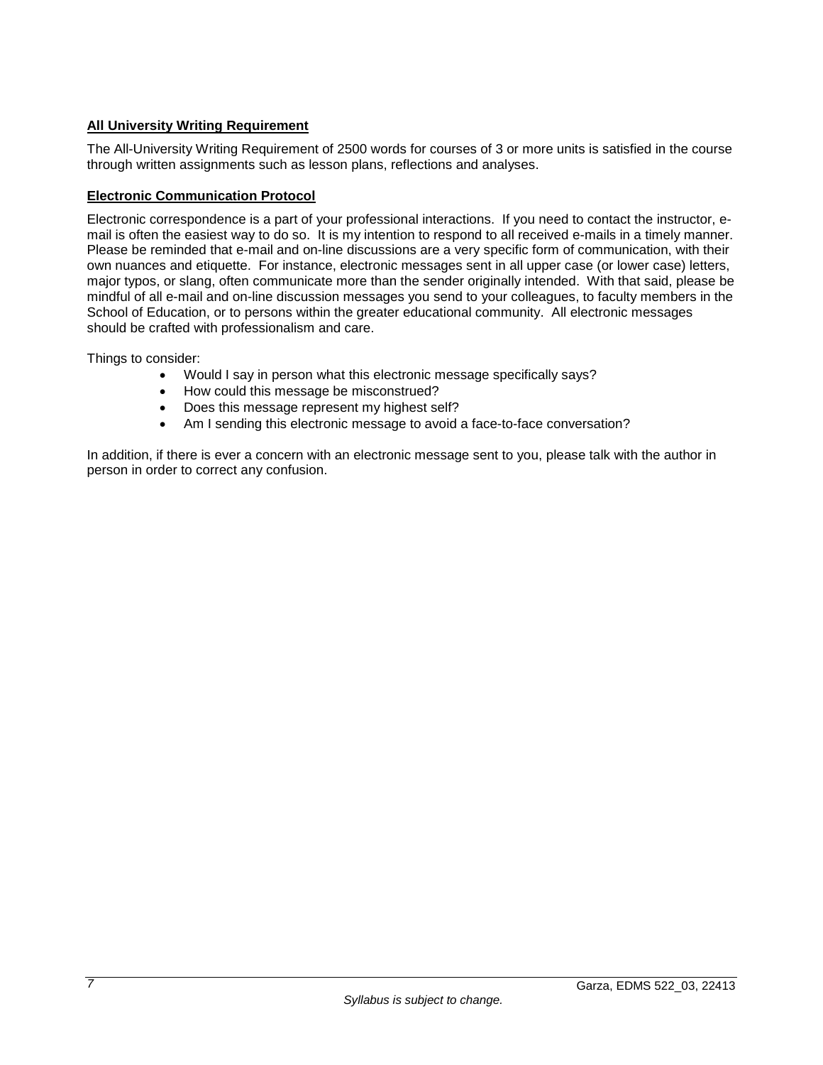**All University Writing Requirement**

The All-University Writing Requirement of 2500 words for courses of 3 or more units is satisfied in the course through written assignments such as lesson plans, reflections and analyses.

**Electronic Communication Protocol**

Electronic correspondence is a part of your professional interactions. If you need to contact the instructor, e-mail is often the easiest way to do so. It is my intention to respond to all received e-mails in a timely manner. Please be reminded that e-mail and on-line discussions are a very specific form of communication, with their own nuances and etiquette. For instance, electronic messages sent in all upper case (or lower case) letters, major typos, or slang, often communicate more than the sender originally intended. With that said, please be mindful of all e-mail and on-line discussion messages you send to your colleagues, to faculty members in the School of Education, or to persons within the greater educational community. All electronic messages should be crafted with professionalism and care.

Things to consider:

- Would I say in person what this electronic message specifically says?
- How could this message be misconstrued?
- Does this message represent my highest self?
- Am I sending this electronic message to avoid a face-to-face conversation?

In addition, if there is ever a concern with an electronic message sent to you, please talk with the author in person in order to correct any confusion.